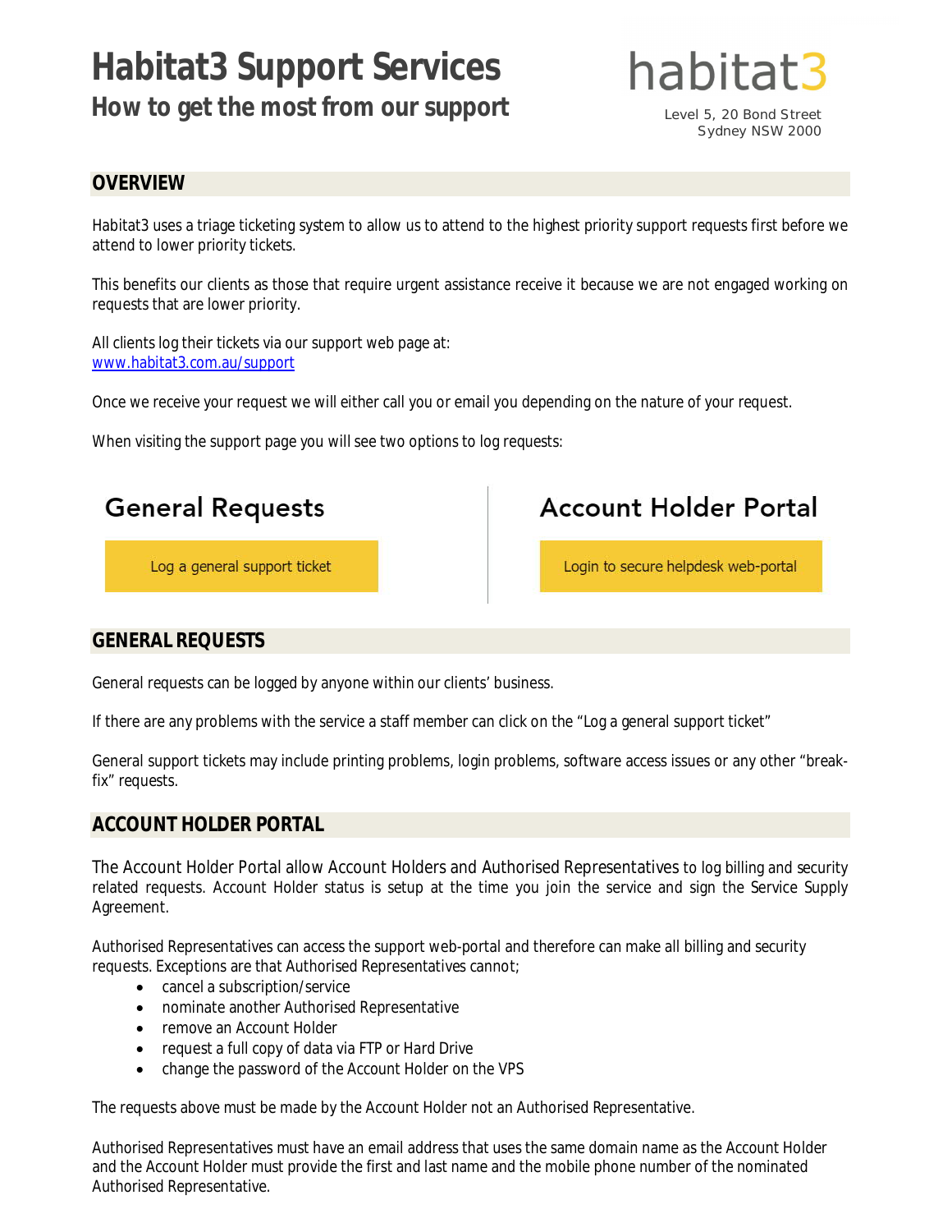# Habitat3 Support Services

## How to get the most from our support

habitat3

Level 5, 20 Bond Street
Sydney NSW 2000

## OVERVIEW

Habitat3 uses a triage ticketing system to allow us to attend to the highest priority support requests first before we attend to lower priority tickets.

This benefits our clients as those that require urgent assistance receive it because we are not engaged working on requests that are lower priority.

All clients log their tickets via our support web page at:
www.habitat3.com.au/support

Once we receive your request we will either call you or email you depending on the nature of your request.

When visiting the support page you will see two options to log requests:

| General Requests | Account Holder Portal |
| --- | --- |
| Log a general support ticket | Login to secure helpdesk web-portal |

## GENERAL REQUESTS

General requests can be logged by anyone within our clients' business.

If there are any problems with the service a staff member can click on the "Log a general support ticket"

General support tickets may include printing problems, login problems, software access issues or any other "break-fix" requests.

## ACCOUNT HOLDER PORTAL

The Account Holder Portal allow Account Holders and Authorised Representatives to log billing and security related requests. Account Holder status is setup at the time you join the service and sign the Service Supply Agreement.

Authorised Representatives can access the support web-portal and therefore can make all billing and security requests. Exceptions are that Authorised Representatives cannot;

- cancel a subscription/service
- nominate another Authorised Representative
- remove an Account Holder
- request a full copy of data via FTP or Hard Drive
- change the password of the Account Holder on the VPS

The requests above must be made by the Account Holder not an Authorised Representative.

Authorised Representatives must have an email address that uses the same domain name as the Account Holder and the Account Holder must provide the first and last name and the mobile phone number of the nominated Authorised Representative.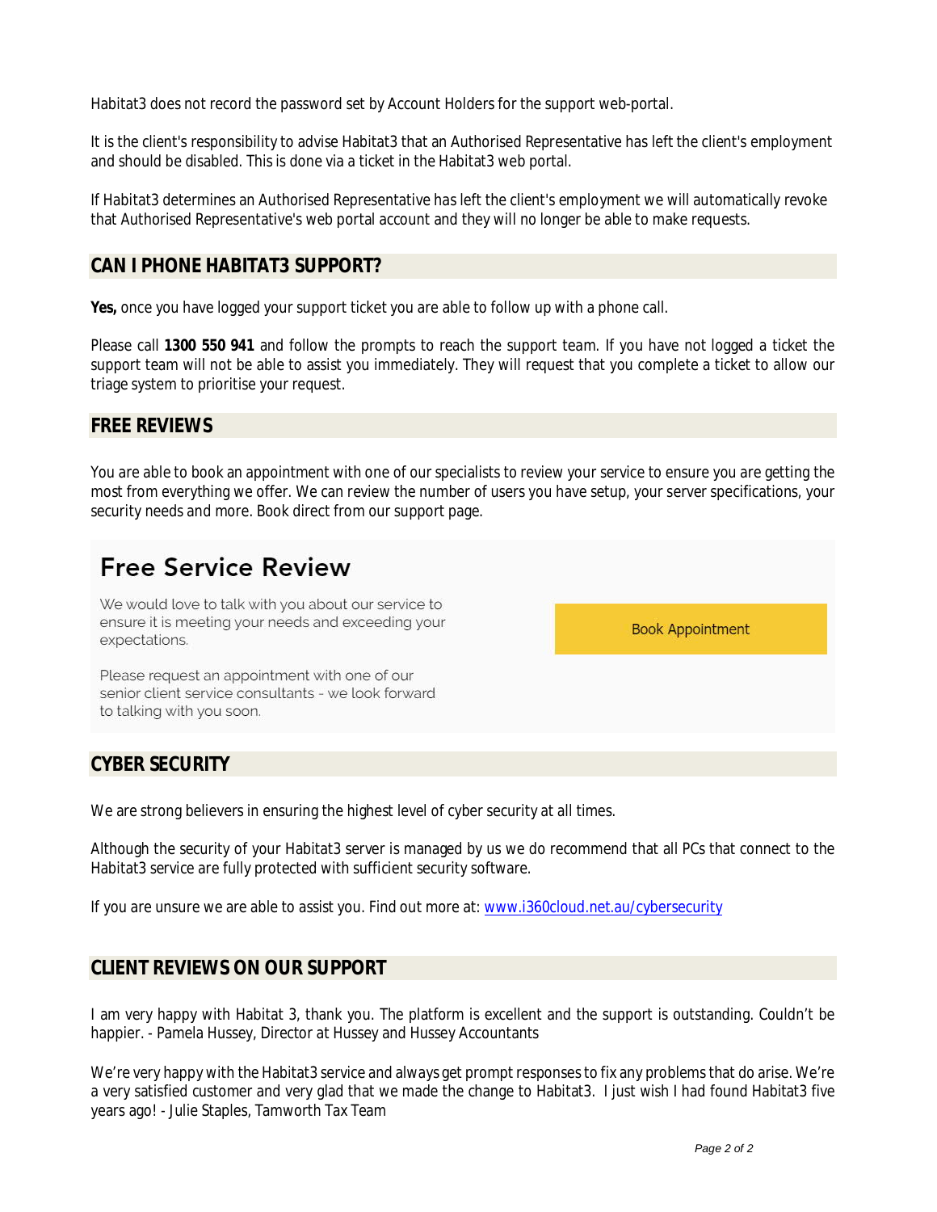Habitat3 does not record the password set by Account Holders for the support web-portal.

It is the client's responsibility to advise Habitat3 that an Authorised Representative has left the client's employment and should be disabled. This is done via a ticket in the Habitat3 web portal.

If Habitat3 determines an Authorised Representative has left the client's employment we will automatically revoke that Authorised Representative's web portal account and they will no longer be able to make requests.

## CAN I PHONE HABITAT3 SUPPORT?

**Yes,** once you have logged your support ticket you are able to follow up with a phone call.

Please call **1300 550 941** and follow the prompts to reach the support team. If you have not logged a ticket the support team will not be able to assist you immediately. They will request that you complete a ticket to allow our triage system to prioritise your request.

## FREE REVIEWS

You are able to book an appointment with one of our specialists to review your service to ensure you are getting the most from everything we offer. We can review the number of users you have setup, your server specifications, your security needs and more. Book direct from our support page.

### Free Service Review

We would love to talk with you about our service to ensure it is meeting your needs and exceeding your expectations.

Please request an appointment with one of our senior client service consultants - we look forward to talking with you soon.

Book Appointment

## CYBER SECURITY

We are strong believers in ensuring the highest level of cyber security at all times.

Although the security of your Habitat3 server is managed by us we do recommend that all PCs that connect to the Habitat3 service are fully protected with sufficient security software.

If you are unsure we are able to assist you. Find out more at: [www.i360cloud.net.au/cybersecurity](http://www.i360cloud.net.au/cybersecurity)

## CLIENT REVIEWS ON OUR SUPPORT

I am very happy with Habitat 3, thank you. The platform is excellent and the support is outstanding. Couldn't be happier. - Pamela Hussey, Director at Hussey and Hussey Accountants

We're very happy with the Habitat3 service and always get prompt responses to fix any problems that do arise. We're a very satisfied customer and very glad that we made the change to Habitat3. I just wish I had found Habitat3 five years ago! - Julie Staples, Tamworth Tax Team